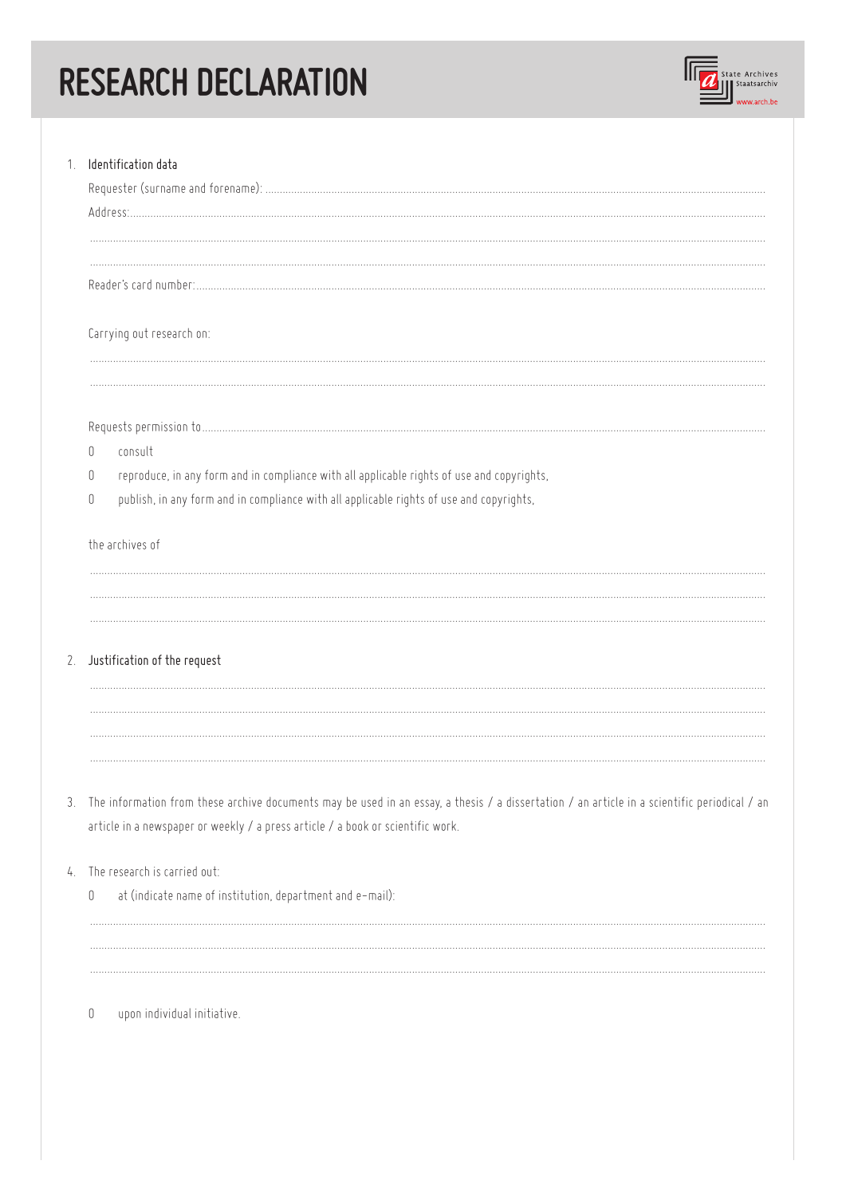# RESEARCH DECLARATION

State Archives
Staatsarchiv
www.arch.be

1. **Identification data**

   Requester (surname and forename): ..............................................................................................

   Address: ..............................................................................................

   ..............................................................................................

   ..............................................................................................

   Reader's card number: ..............................................................................................

   Carrying out research on:

   ..............................................................................................

   ..............................................................................................

   Requests permission to ..............................................................................................

   0 consult

   0 reproduce, in any form and in compliance with all applicable rights of use and copyrights,

   0 publish, in any form and in compliance with all applicable rights of use and copyrights,

   the archives of

   ..............................................................................................

   ..............................................................................................

   ..............................................................................................

2. **Justification of the request**

   ..............................................................................................

   ..............................................................................................

   ..............................................................................................

   ..............................................................................................

3. The information from these archive documents may be used in an essay, a thesis / a dissertation / an article in a scientific periodical / an article in a newspaper or weekly / a press article / a book or scientific work.

4. The research is carried out:

   0 at (indicate name of institution, department and e-mail):

   ..............................................................................................

   ..............................................................................................

   ..............................................................................................

   0 upon individual initiative.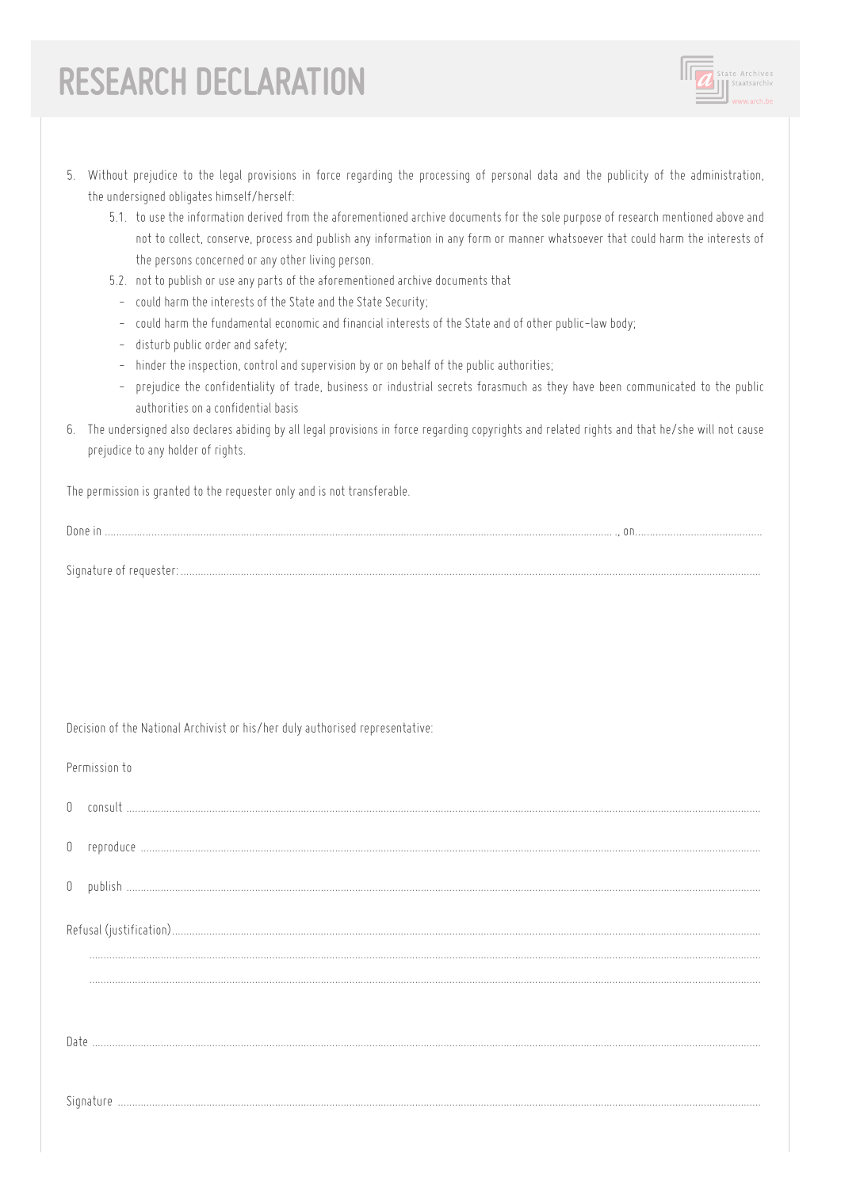# RESEARCH DECLARATION

5. Without prejudice to the legal provisions in force regarding the processing of personal data and the publicity of the administration, the undersigned obligates himself/herself:
   5.1. to use the information derived from the aforementioned archive documents for the sole purpose of research mentioned above and not to collect, conserve, process and publish any information in any form or manner whatsoever that could harm the interests of the persons concerned or any other living person.
   5.2. not to publish or use any parts of the aforementioned archive documents that
   - could harm the interests of the State and the State Security;
   - could harm the fundamental economic and financial interests of the State and of other public-law body;
   - disturb public order and safety;
   - hinder the inspection, control and supervision by or on behalf of the public authorities;
   - prejudice the confidentiality of trade, business or industrial secrets forasmuch as they have been communicated to the public authorities on a confidential basis
6. The undersigned also declares abiding by all legal provisions in force regarding copyrights and related rights and that he/she will not cause prejudice to any holder of rights.

The permission is granted to the requester only and is not transferable.

Done in .........................................................................................., on..............................................

Signature of requester: ..........................................................................................

Decision of the National Archivist or his/her duly authorised representative:

Permission to

0 consult ..........................................................................................

0 reproduce ..........................................................................................

0 publish ..........................................................................................

Refusal (justification)..........................................................................................

..........................................................................................

..........................................................................................

Date ..........................................................................................

Signature ..........................................................................................